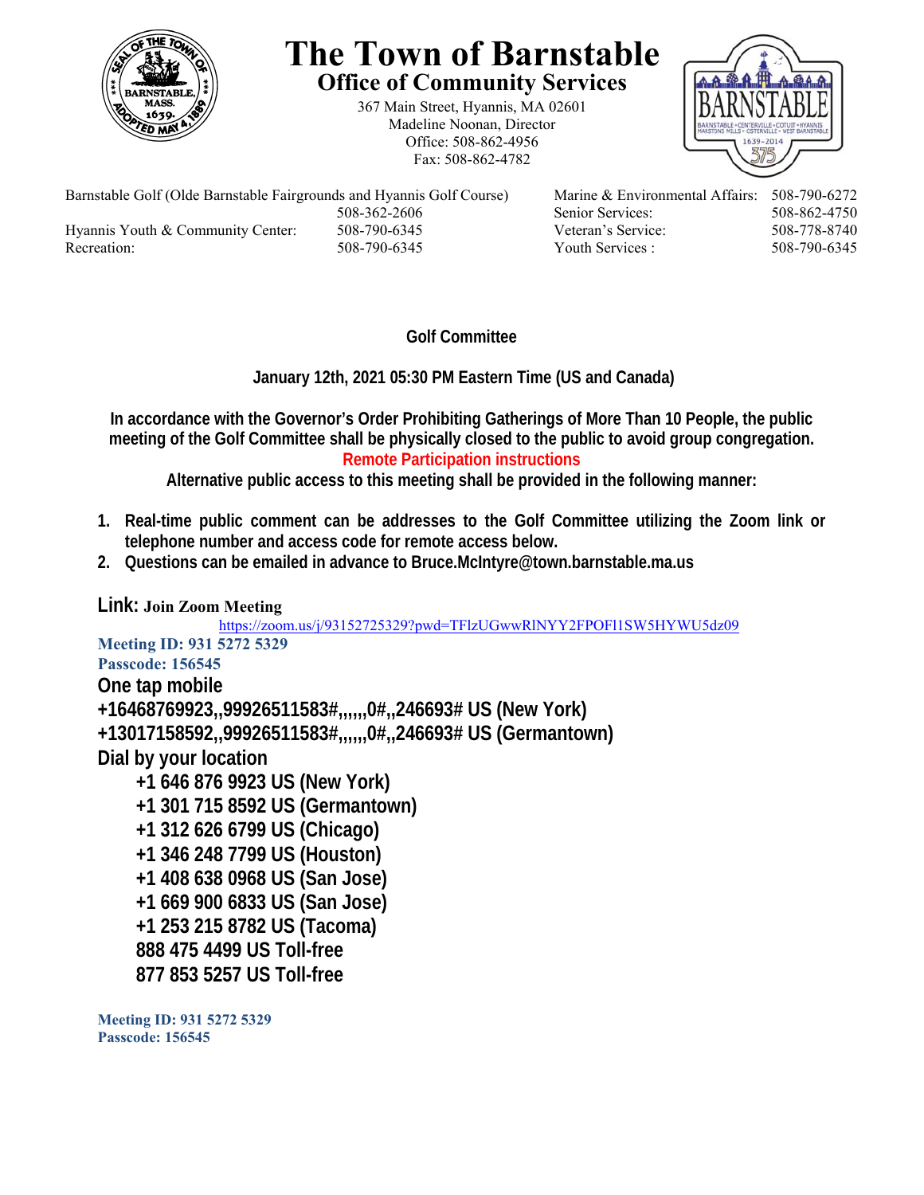# The Town of Barnstable

## Office of Community Services

367 Main Street, Hyannis, MA 02601
Madeline Noonan, Director
Office: 508-862-4956
Fax: 508-862-4782

| | | | |
|---|---|---|---|
| Barnstable Golf (Olde Barnstable Fairgrounds and Hyannis Golf Course) | 508-362-2606 | Marine & Environmental Affairs: | 508-790-6272 |
| | | Senior Services: | 508-862-4750 |
| Hyannis Youth & Community Center: | 508-790-6345 | Veteran's Service: | 508-778-8740 |
| Recreation: | 508-790-6345 | Youth Services : | 508-790-6345 |

**Golf Committee**

**January 12th, 2021 05:30 PM Eastern Time (US and Canada)**

**In accordance with the Governor's Order Prohibiting Gatherings of More Than 10 People, the public meeting of the Golf Committee shall be physically closed to the public to avoid group congregation.**

**Remote Participation instructions**

**Alternative public access to this meeting shall be provided in the following manner:**

1. **Real-time public comment can be addresses to the Golf Committee utilizing the Zoom link or telephone number and access code for remote access below.**
2. **Questions can be emailed in advance to Bruce.McIntyre@town.barnstable.ma.us**

**Link: Join Zoom Meeting**
https://zoom.us/j/93152725329?pwd=TFlzUGwwRlNYY2FPOFl1SW5HYWU5dz09

**Meeting ID: 931 5272 5329**
**Passcode: 156545**

**One tap mobile**
**+16468769923,,99926511583#,,,,,,0#,,246693# US (New York)**
**+13017158592,,99926511583#,,,,,,0#,,246693# US (Germantown)**

**Dial by your location**
- **+1 646 876 9923 US (New York)**
- **+1 301 715 8592 US (Germantown)**
- **+1 312 626 6799 US (Chicago)**
- **+1 346 248 7799 US (Houston)**
- **+1 408 638 0968 US (San Jose)**
- **+1 669 900 6833 US (San Jose)**
- **+1 253 215 8782 US (Tacoma)**
- **888 475 4499 US Toll-free**
- **877 853 5257 US Toll-free**

**Meeting ID: 931 5272 5329**
**Passcode: 156545**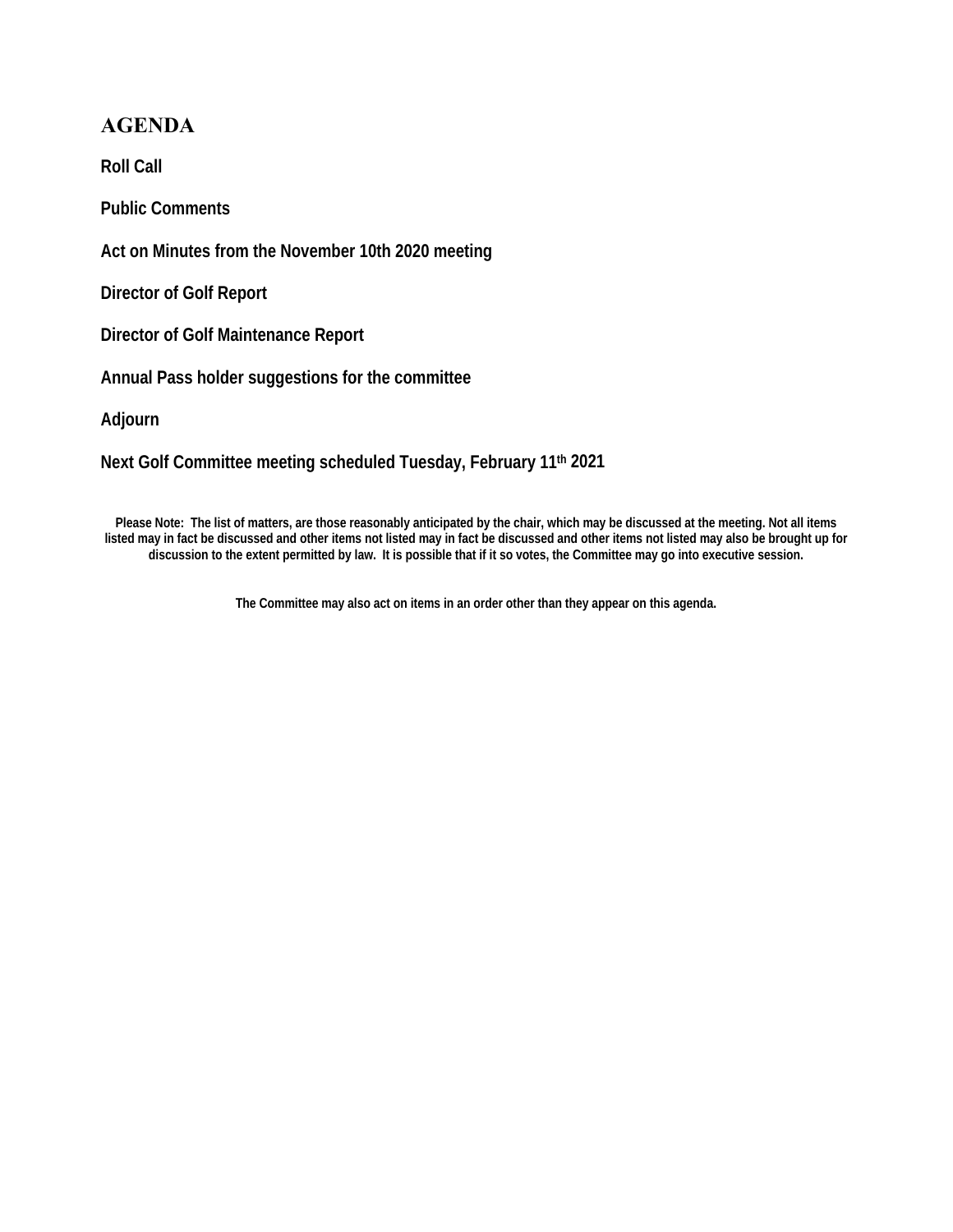# AGENDA

**Roll Call**

**Public Comments**

**Act on Minutes from the November 10th 2020 meeting**

**Director of Golf Report**

**Director of Golf Maintenance Report**

**Annual Pass holder suggestions for the committee**

**Adjourn**

**Next Golf Committee meeting scheduled Tuesday, February 11th 2021**

**Please Note: The list of matters, are those reasonably anticipated by the chair, which may be discussed at the meeting. Not all items listed may in fact be discussed and other items not listed may in fact be discussed and other items not listed may also be brought up for discussion to the extent permitted by law. It is possible that if it so votes, the Committee may go into executive session.**

**The Committee may also act on items in an order other than they appear on this agenda.**